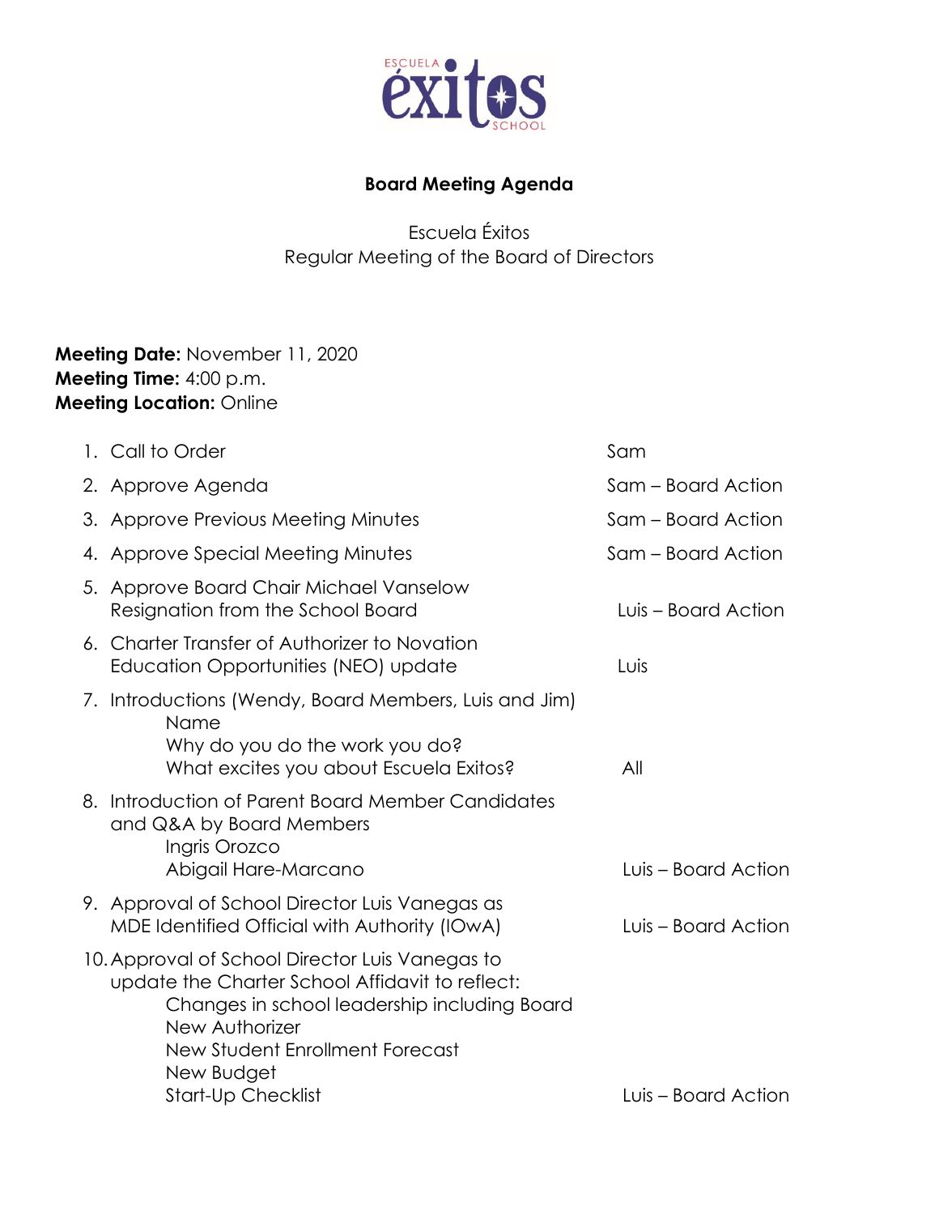# Board Meeting Agenda

Escuela Éxitos
Regular Meeting of the Board of Directors

**Meeting Date:** November 11, 2020
**Meeting Time:** 4:00 p.m.
**Meeting Location:** Online

1. Call to Order — Sam
2. Approve Agenda — Sam – Board Action
3. Approve Previous Meeting Minutes — Sam – Board Action
4. Approve Special Meeting Minutes — Sam – Board Action
5. Approve Board Chair Michael Vanselow Resignation from the School Board — Luis – Board Action
6. Charter Transfer of Authorizer to Novation Education Opportunities (NEO) update — Luis
7. Introductions (Wendy, Board Members, Luis and Jim) — All
   - Name
   - Why do you do the work you do?
   - What excites you about Escuela Exitos?
8. Introduction of Parent Board Member Candidates and Q&A by Board Members — Luis – Board Action
   - Ingris Orozco
   - Abigail Hare-Marcano
9. Approval of School Director Luis Vanegas as MDE Identified Official with Authority (IOwA) — Luis – Board Action
10. Approval of School Director Luis Vanegas to update the Charter School Affidavit to reflect: — Luis – Board Action
    - Changes in school leadership including Board
    - New Authorizer
    - New Student Enrollment Forecast
    - New Budget
    - Start-Up Checklist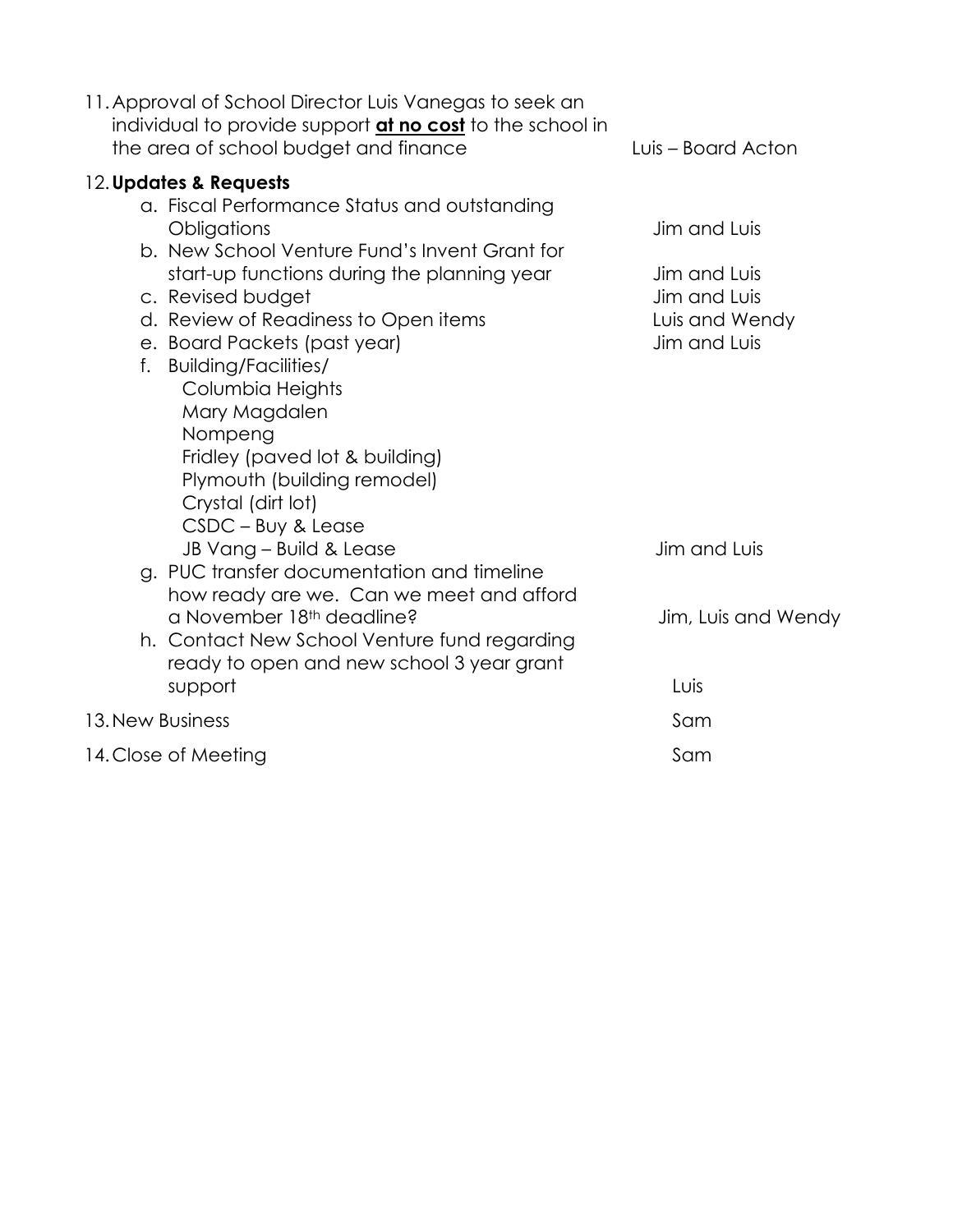11. Approval of School Director Luis Vanegas to seek an individual to provide support **<u>at no cost</u>** to the school in the area of school budget and finance — Luis – Board Acton

12. **Updates & Requests**
    a. Fiscal Performance Status and outstanding Obligations — Jim and Luis
    b. New School Venture Fund's Invent Grant for start-up functions during the planning year — Jim and Luis
    c. Revised budget — Jim and Luis
    d. Review of Readiness to Open items — Luis and Wendy
    e. Board Packets (past year) — Jim and Luis
    f. Building/Facilities/
       Columbia Heights
       Mary Magdalen
       Nompeng
       Fridley (paved lot & building)
       Plymouth (building remodel)
       Crystal (dirt lot)
       CSDC – Buy & Lease
       JB Vang – Build & Lease — Jim and Luis
    g. PUC transfer documentation and timeline how ready are we. Can we meet and afford a November 18th deadline? — Jim, Luis and Wendy
    h. Contact New School Venture fund regarding ready to open and new school 3 year grant support — Luis

13. New Business — Sam

14. Close of Meeting — Sam